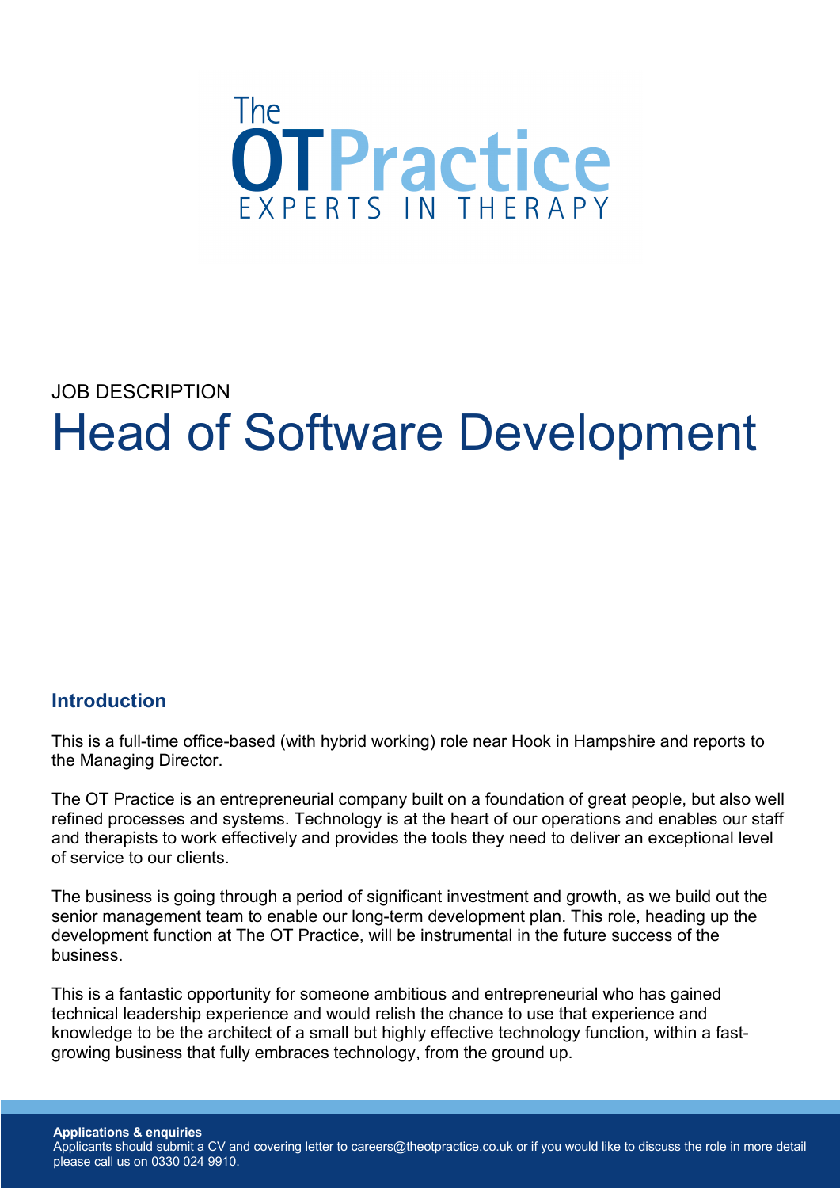The OT Practice
EXPERTS IN THERAPY

JOB DESCRIPTION

# Head of Software Development

## Introduction

This is a full-time office-based (with hybrid working) role near Hook in Hampshire and reports to the Managing Director.

The OT Practice is an entrepreneurial company built on a foundation of great people, but also well refined processes and systems. Technology is at the heart of our operations and enables our staff and therapists to work effectively and provides the tools they need to deliver an exceptional level of service to our clients.

The business is going through a period of significant investment and growth, as we build out the senior management team to enable our long-term development plan. This role, heading up the development function at The OT Practice, will be instrumental in the future success of the business.

This is a fantastic opportunity for someone ambitious and entrepreneurial who has gained technical leadership experience and would relish the chance to use that experience and knowledge to be the architect of a small but highly effective technology function, within a fast-growing business that fully embraces technology, from the ground up.

**Applications & enquiries**
Applicants should submit a CV and covering letter to careers@theotpractice.co.uk or if you would like to discuss the role in more detail please call us on 0330 024 9910.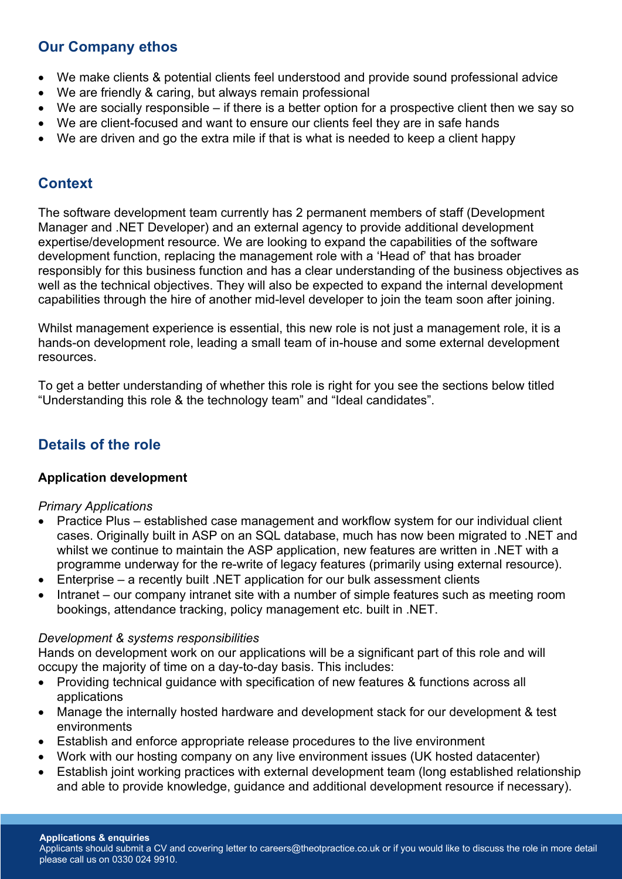## Our Company ethos

- We make clients & potential clients feel understood and provide sound professional advice
- We are friendly & caring, but always remain professional
- We are socially responsible – if there is a better option for a prospective client then we say so
- We are client-focused and want to ensure our clients feel they are in safe hands
- We are driven and go the extra mile if that is what is needed to keep a client happy

## Context

The software development team currently has 2 permanent members of staff (Development Manager and .NET Developer) and an external agency to provide additional development expertise/development resource. We are looking to expand the capabilities of the software development function, replacing the management role with a 'Head of' that has broader responsibly for this business function and has a clear understanding of the business objectives as well as the technical objectives. They will also be expected to expand the internal development capabilities through the hire of another mid-level developer to join the team soon after joining.

Whilst management experience is essential, this new role is not just a management role, it is a hands-on development role, leading a small team of in-house and some external development resources.

To get a better understanding of whether this role is right for you see the sections below titled "Understanding this role & the technology team" and "Ideal candidates".

## Details of the role

**Application development**

*Primary Applications*

- Practice Plus – established case management and workflow system for our individual client cases. Originally built in ASP on an SQL database, much has now been migrated to .NET and whilst we continue to maintain the ASP application, new features are written in .NET with a programme underway for the re-write of legacy features (primarily using external resource).
- Enterprise – a recently built .NET application for our bulk assessment clients
- Intranet – our company intranet site with a number of simple features such as meeting room bookings, attendance tracking, policy management etc. built in .NET.

*Development & systems responsibilities*

Hands on development work on our applications will be a significant part of this role and will occupy the majority of time on a day-to-day basis. This includes:

- Providing technical guidance with specification of new features & functions across all applications
- Manage the internally hosted hardware and development stack for our development & test environments
- Establish and enforce appropriate release procedures to the live environment
- Work with our hosting company on any live environment issues (UK hosted datacenter)
- Establish joint working practices with external development team (long established relationship and able to provide knowledge, guidance and additional development resource if necessary).

**Applications & enquiries**

Applicants should submit a CV and covering letter to careers@theotpractice.co.uk or if you would like to discuss the role in more detail please call us on 0330 024 9910.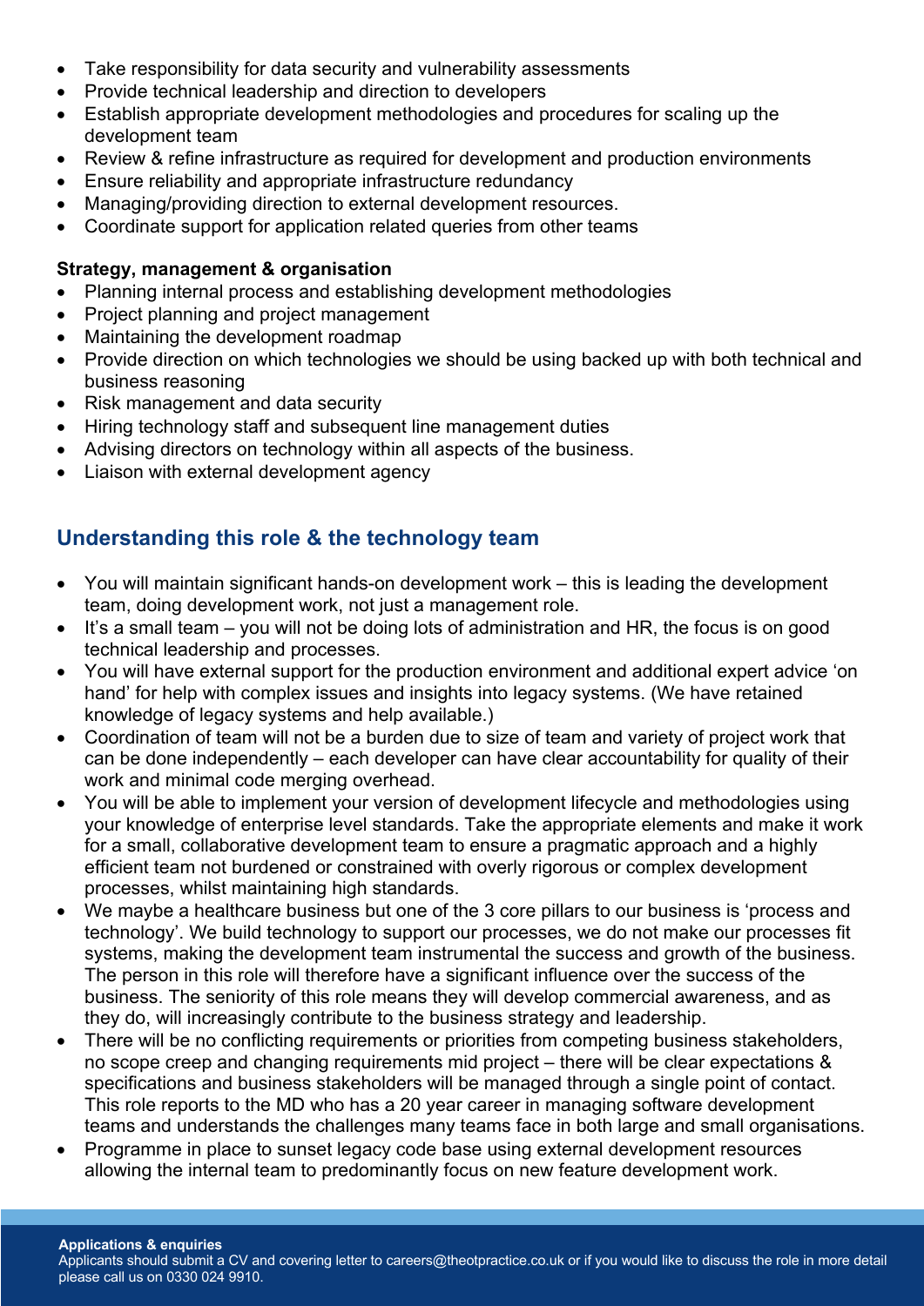- Take responsibility for data security and vulnerability assessments
- Provide technical leadership and direction to developers
- Establish appropriate development methodologies and procedures for scaling up the development team
- Review & refine infrastructure as required for development and production environments
- Ensure reliability and appropriate infrastructure redundancy
- Managing/providing direction to external development resources.
- Coordinate support for application related queries from other teams

**Strategy, management & organisation**

- Planning internal process and establishing development methodologies
- Project planning and project management
- Maintaining the development roadmap
- Provide direction on which technologies we should be using backed up with both technical and business reasoning
- Risk management and data security
- Hiring technology staff and subsequent line management duties
- Advising directors on technology within all aspects of the business.
- Liaison with external development agency

## Understanding this role & the technology team

- You will maintain significant hands-on development work – this is leading the development team, doing development work, not just a management role.
- It's a small team – you will not be doing lots of administration and HR, the focus is on good technical leadership and processes.
- You will have external support for the production environment and additional expert advice 'on hand' for help with complex issues and insights into legacy systems. (We have retained knowledge of legacy systems and help available.)
- Coordination of team will not be a burden due to size of team and variety of project work that can be done independently – each developer can have clear accountability for quality of their work and minimal code merging overhead.
- You will be able to implement your version of development lifecycle and methodologies using your knowledge of enterprise level standards. Take the appropriate elements and make it work for a small, collaborative development team to ensure a pragmatic approach and a highly efficient team not burdened or constrained with overly rigorous or complex development processes, whilst maintaining high standards.
- We maybe a healthcare business but one of the 3 core pillars to our business is 'process and technology'. We build technology to support our processes, we do not make our processes fit systems, making the development team instrumental the success and growth of the business. The person in this role will therefore have a significant influence over the success of the business. The seniority of this role means they will develop commercial awareness, and as they do, will increasingly contribute to the business strategy and leadership.
- There will be no conflicting requirements or priorities from competing business stakeholders, no scope creep and changing requirements mid project – there will be clear expectations & specifications and business stakeholders will be managed through a single point of contact. This role reports to the MD who has a 20 year career in managing software development teams and understands the challenges many teams face in both large and small organisations.
- Programme in place to sunset legacy code base using external development resources allowing the internal team to predominantly focus on new feature development work.

**Applications & enquiries**

Applicants should submit a CV and covering letter to careers@theotpractice.co.uk or if you would like to discuss the role in more detail please call us on 0330 024 9910.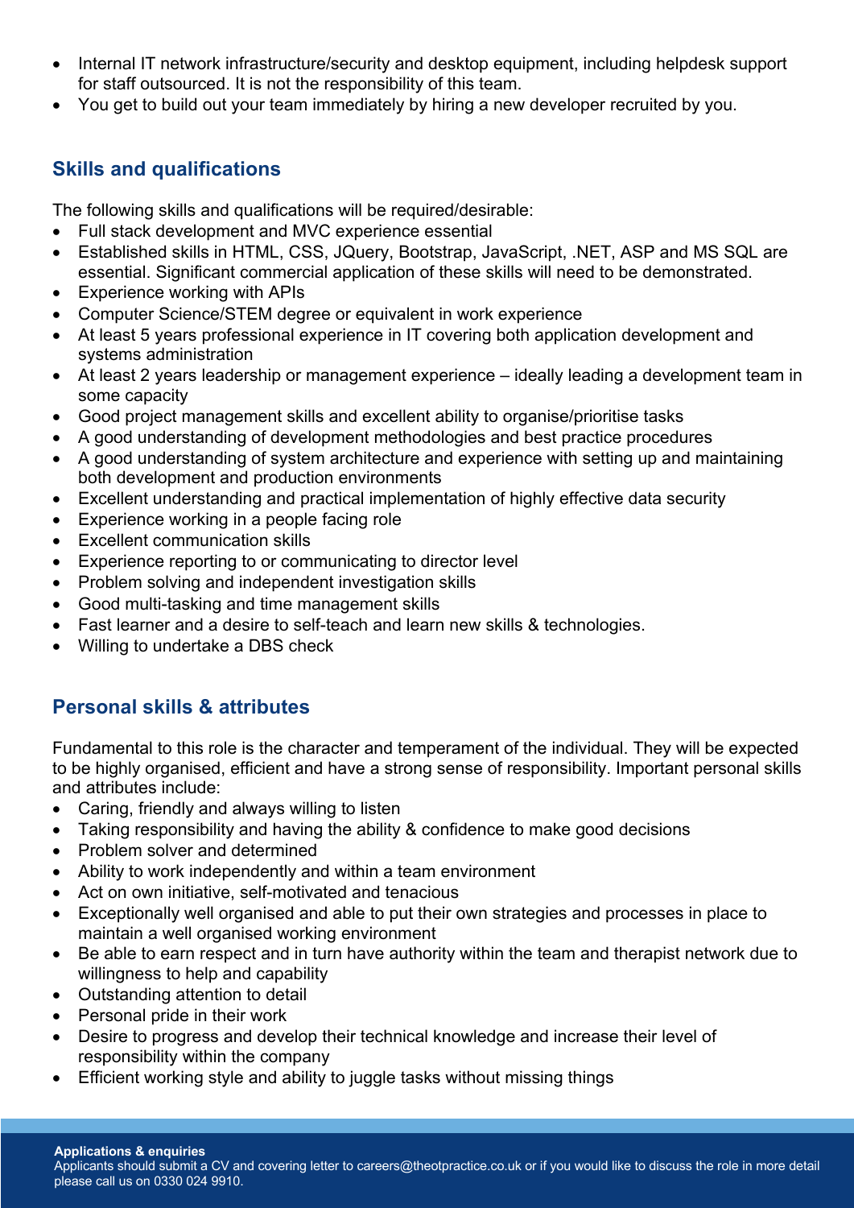- Internal IT network infrastructure/security and desktop equipment, including helpdesk support for staff outsourced. It is not the responsibility of this team.
- You get to build out your team immediately by hiring a new developer recruited by you.

## Skills and qualifications

The following skills and qualifications will be required/desirable:

- Full stack development and MVC experience essential
- Established skills in HTML, CSS, JQuery, Bootstrap, JavaScript, .NET, ASP and MS SQL are essential. Significant commercial application of these skills will need to be demonstrated.
- Experience working with APIs
- Computer Science/STEM degree or equivalent in work experience
- At least 5 years professional experience in IT covering both application development and systems administration
- At least 2 years leadership or management experience – ideally leading a development team in some capacity
- Good project management skills and excellent ability to organise/prioritise tasks
- A good understanding of development methodologies and best practice procedures
- A good understanding of system architecture and experience with setting up and maintaining both development and production environments
- Excellent understanding and practical implementation of highly effective data security
- Experience working in a people facing role
- Excellent communication skills
- Experience reporting to or communicating to director level
- Problem solving and independent investigation skills
- Good multi-tasking and time management skills
- Fast learner and a desire to self-teach and learn new skills & technologies.
- Willing to undertake a DBS check

## Personal skills & attributes

Fundamental to this role is the character and temperament of the individual. They will be expected to be highly organised, efficient and have a strong sense of responsibility. Important personal skills and attributes include:

- Caring, friendly and always willing to listen
- Taking responsibility and having the ability & confidence to make good decisions
- Problem solver and determined
- Ability to work independently and within a team environment
- Act on own initiative, self-motivated and tenacious
- Exceptionally well organised and able to put their own strategies and processes in place to maintain a well organised working environment
- Be able to earn respect and in turn have authority within the team and therapist network due to willingness to help and capability
- Outstanding attention to detail
- Personal pride in their work
- Desire to progress and develop their technical knowledge and increase their level of responsibility within the company
- Efficient working style and ability to juggle tasks without missing things

**Applications & enquiries**
Applicants should submit a CV and covering letter to careers@theotpractice.co.uk or if you would like to discuss the role in more detail please call us on 0330 024 9910.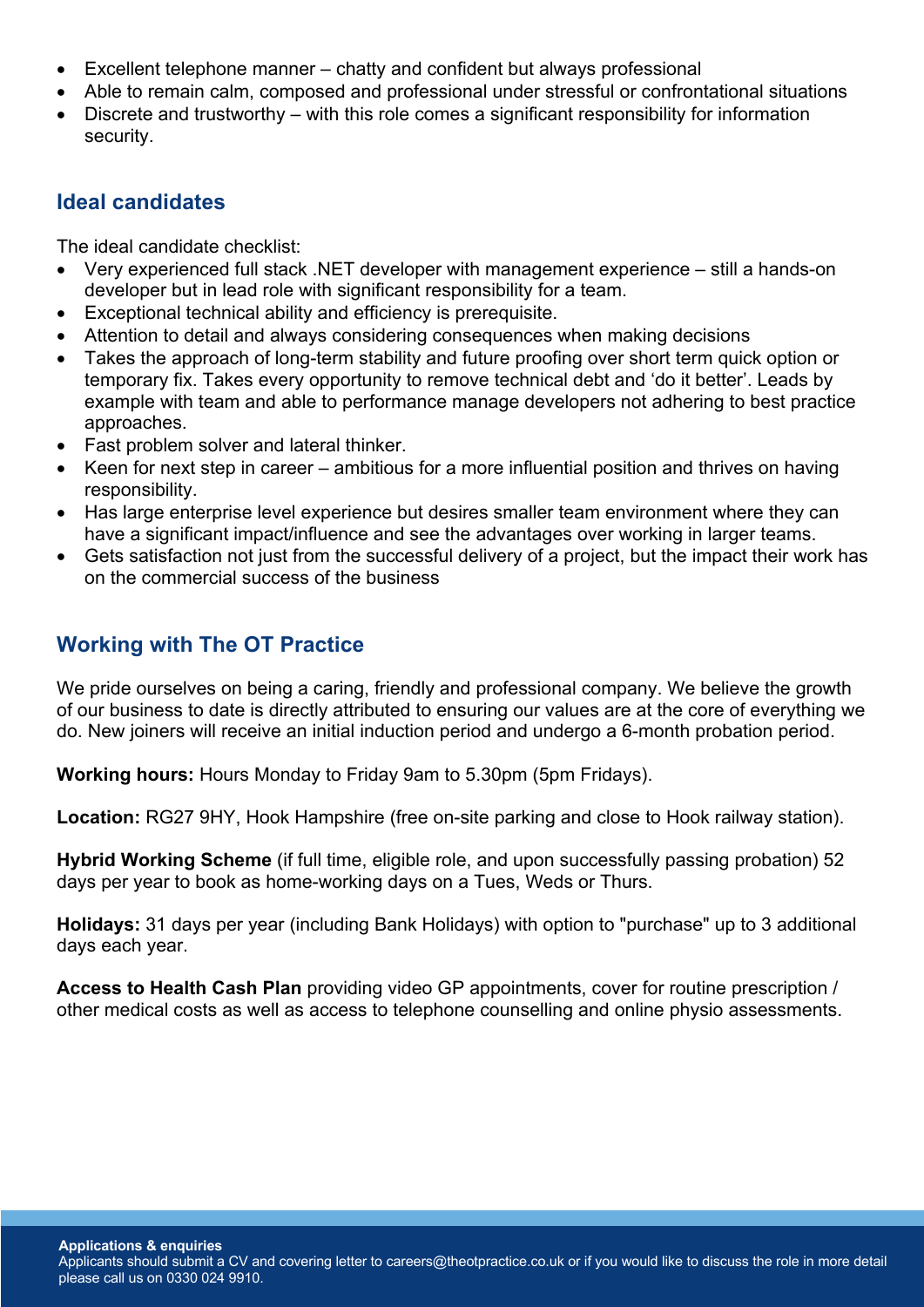- Excellent telephone manner – chatty and confident but always professional
- Able to remain calm, composed and professional under stressful or confrontational situations
- Discrete and trustworthy – with this role comes a significant responsibility for information security.

## Ideal candidates

The ideal candidate checklist:

- Very experienced full stack .NET developer with management experience – still a hands-on developer but in lead role with significant responsibility for a team.
- Exceptional technical ability and efficiency is prerequisite.
- Attention to detail and always considering consequences when making decisions
- Takes the approach of long-term stability and future proofing over short term quick option or temporary fix. Takes every opportunity to remove technical debt and 'do it better'. Leads by example with team and able to performance manage developers not adhering to best practice approaches.
- Fast problem solver and lateral thinker.
- Keen for next step in career – ambitious for a more influential position and thrives on having responsibility.
- Has large enterprise level experience but desires smaller team environment where they can have a significant impact/influence and see the advantages over working in larger teams.
- Gets satisfaction not just from the successful delivery of a project, but the impact their work has on the commercial success of the business

## Working with The OT Practice

We pride ourselves on being a caring, friendly and professional company. We believe the growth of our business to date is directly attributed to ensuring our values are at the core of everything we do. New joiners will receive an initial induction period and undergo a 6-month probation period.

**Working hours:** Hours Monday to Friday 9am to 5.30pm (5pm Fridays).

**Location:** RG27 9HY, Hook Hampshire (free on-site parking and close to Hook railway station).

**Hybrid Working Scheme** (if full time, eligible role, and upon successfully passing probation) 52 days per year to book as home-working days on a Tues, Weds or Thurs.

**Holidays:** 31 days per year (including Bank Holidays) with option to "purchase" up to 3 additional days each year.

**Access to Health Cash Plan** providing video GP appointments, cover for routine prescription / other medical costs as well as access to telephone counselling and online physio assessments.

**Applications & enquiries**
Applicants should submit a CV and covering letter to careers@theotpractice.co.uk or if you would like to discuss the role in more detail please call us on 0330 024 9910.